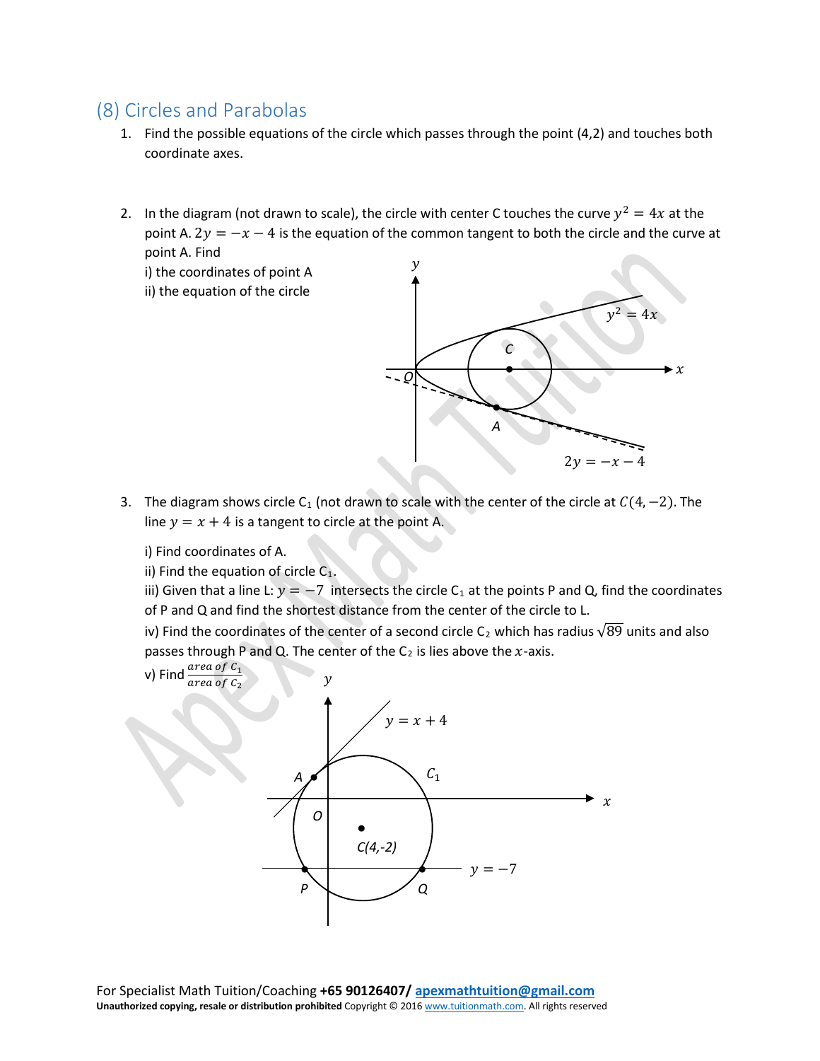## (8) Circles and Parabolas

1. Find the possible equations of the circle which passes through the point (4,2) and touches both coordinate axes.

2. In the diagram (not drawn to scale), the circle with center C touches the curve $y^2 = 4x$ at the point A. $2y = -x - 4$ is the equation of the common tangent to both the circle and the curve at point A. Find

   i) the coordinates of point A

   ii) the equation of the circle

3. The diagram shows circle $C_1$ (not drawn to scale with the center of the circle at $C(4, -2)$. The line $y = x + 4$ is a tangent to circle at the point A.

   i) Find coordinates of A.

   ii) Find the equation of circle $C_1$.

   iii) Given that a line L: $y = -7$ intersects the circle $C_1$ at the points P and Q, find the coordinates of P and Q and find the shortest distance from the center of the circle to L.

   iv) Find the coordinates of the center of a second circle $C_2$ which has radius $\sqrt{89}$ units and also passes through P and Q. The center of the $C_2$ is lies above the $x$-axis.

   v) Find $\frac{area\ of\ C_1}{area\ of\ C_2}$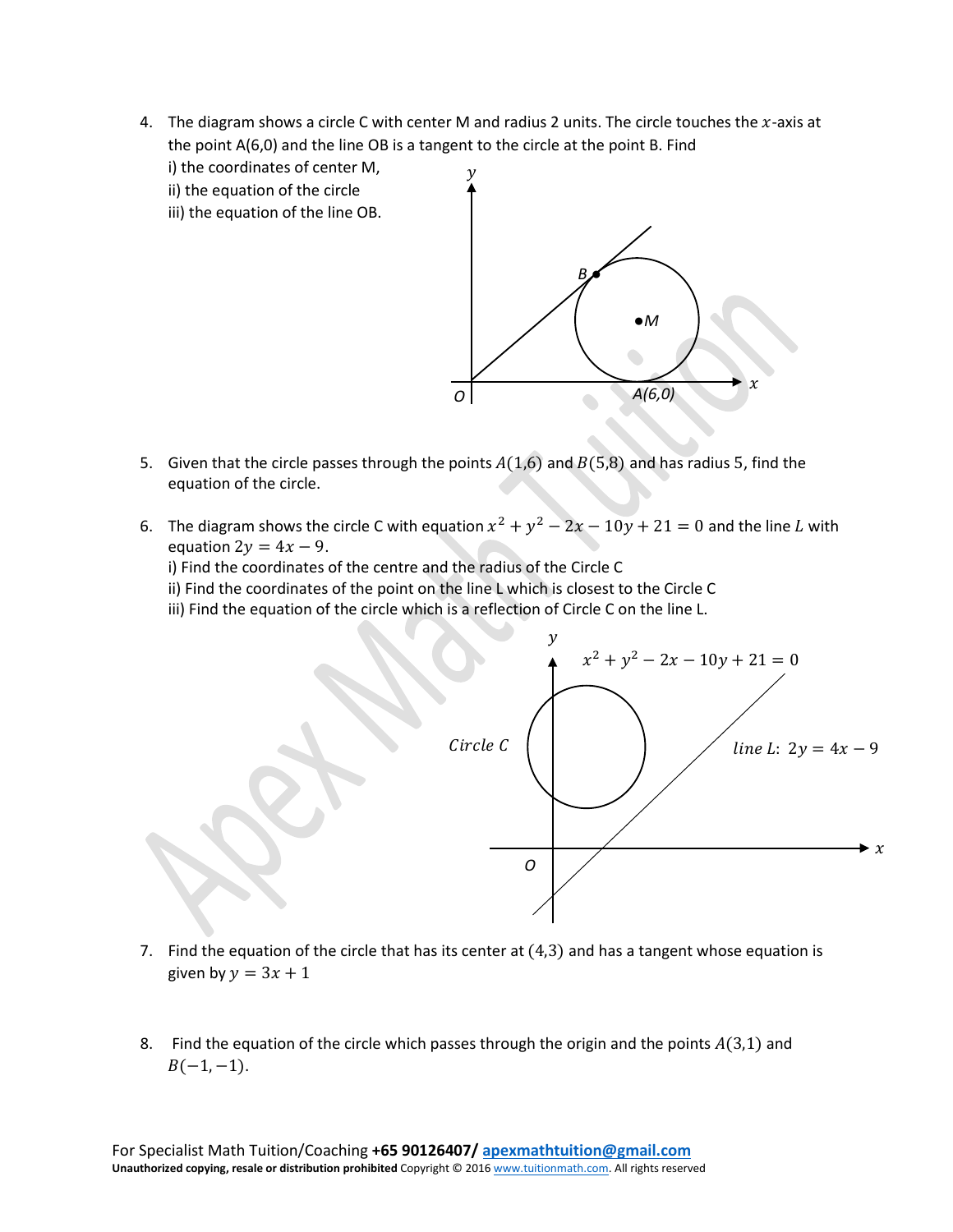4. The diagram shows a circle C with center M and radius 2 units. The circle touches the $x$-axis at the point A(6,0) and the line OB is a tangent to the circle at the point B. Find

   i) the coordinates of center M,

   ii) the equation of the circle

   iii) the equation of the line OB.

5. Given that the circle passes through the points $A(1,6)$ and $B(5,8)$ and has radius 5, find the equation of the circle.

6. The diagram shows the circle C with equation $x^2 + y^2 - 2x - 10y + 21 = 0$ and the line $L$ with equation $2y = 4x - 9$.

   i) Find the coordinates of the centre and the radius of the Circle C

   ii) Find the coordinates of the point on the line L which is closest to the Circle C

   iii) Find the equation of the circle which is a reflection of Circle C on the line L.

7. Find the equation of the circle that has its center at $(4,3)$ and has a tangent whose equation is given by $y = 3x + 1$

8. Find the equation of the circle which passes through the origin and the points $A(3,1)$ and $B(-1,-1)$.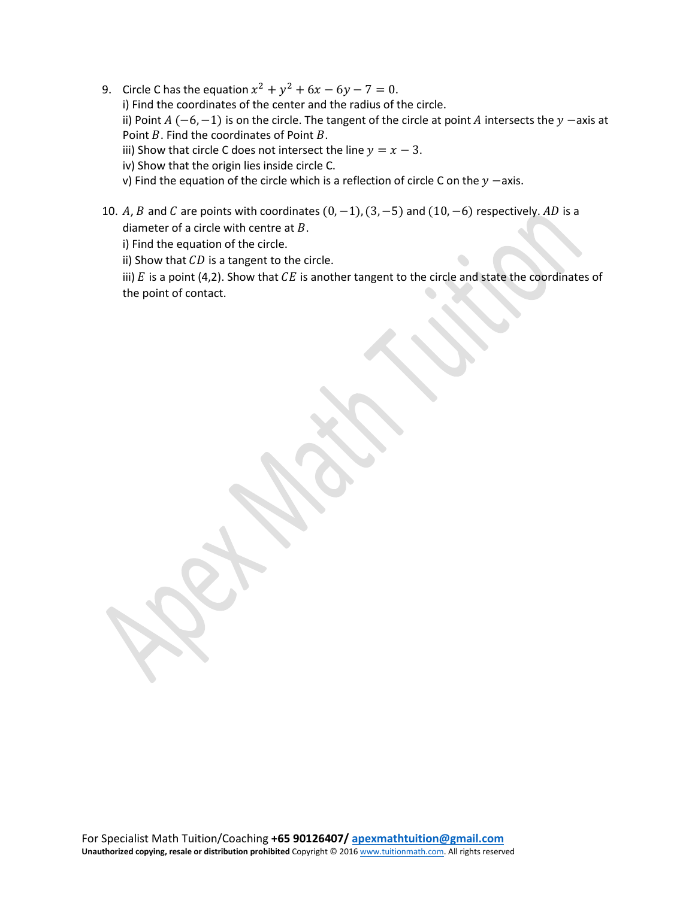9. Circle C has the equation $x^2 + y^2 + 6x - 6y - 7 = 0$.
   i) Find the coordinates of the center and the radius of the circle.
   ii) Point $A\ (-6, -1)$ is on the circle. The tangent of the circle at point $A$ intersects the $y$ −axis at Point $B$. Find the coordinates of Point $B$.
   iii) Show that circle C does not intersect the line $y = x - 3$.
   iv) Show that the origin lies inside circle C.
   v) Find the equation of the circle which is a reflection of circle C on the $y$ −axis.

10. $A$, $B$ and $C$ are points with coordinates $(0, -1)$, $(3, -5)$ and $(10, -6)$ respectively. $AD$ is a diameter of a circle with centre at $B$.
    i) Find the equation of the circle.
    ii) Show that $CD$ is a tangent to the circle.
    iii) $E$ is a point (4,2). Show that $CE$ is another tangent to the circle and state the coordinates of the point of contact.